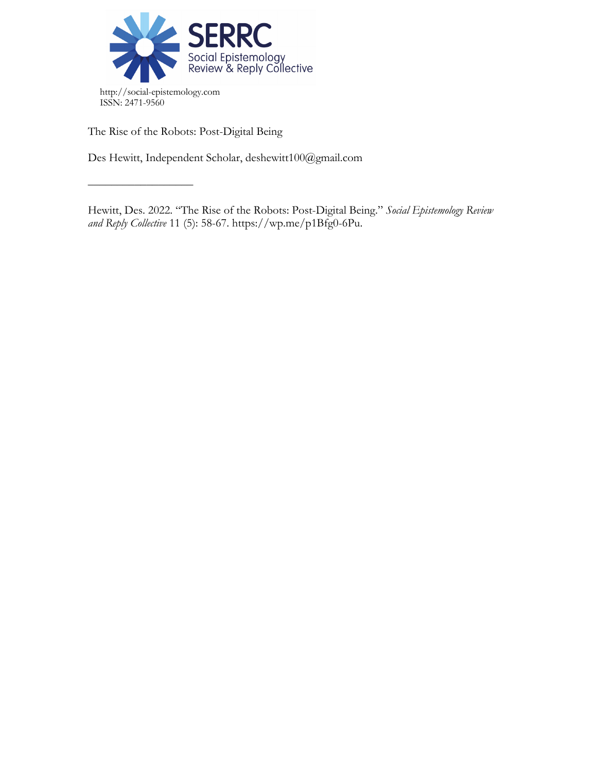http://social-epistemology.com
ISSN: 2471-9560

The Rise of the Robots: Post-Digital Being

Des Hewitt, Independent Scholar, deshewitt100@gmail.com

—————————

Hewitt, Des. 2022. "The Rise of the Robots: Post-Digital Being." *Social Epistemology Review and Reply Collective* 11 (5): 58-67. https://wp.me/p1Bfg0-6Pu.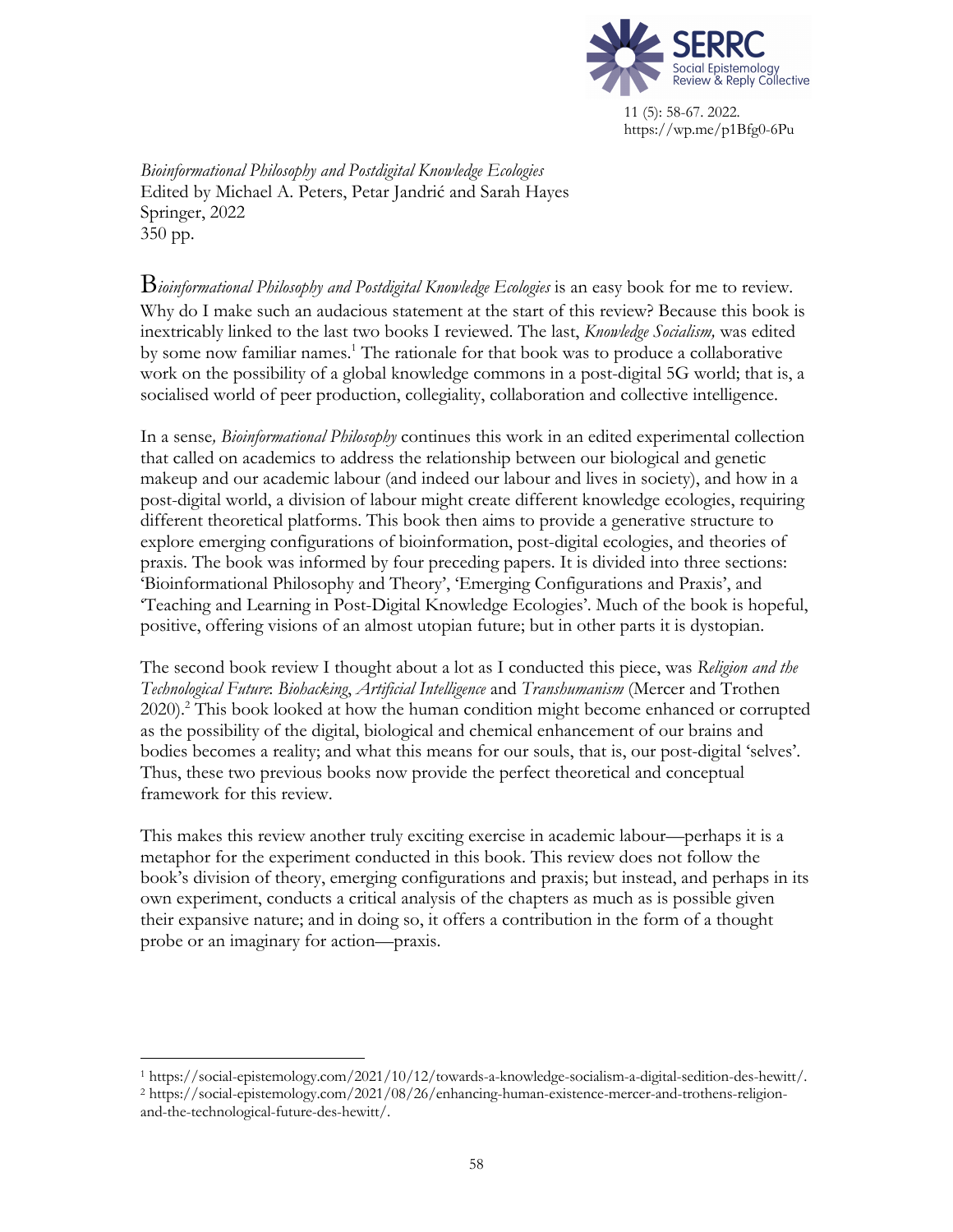*Bioinformational Philosophy and Postdigital Knowledge Ecologies*
Edited by Michael A. Peters, Petar Jandrić and Sarah Hayes
Springer, 2022
350 pp.

*Bioinformational Philosophy and Postdigital Knowledge Ecologies* is an easy book for me to review. Why do I make such an audacious statement at the start of this review? Because this book is inextricably linked to the last two books I reviewed. The last, *Knowledge Socialism,* was edited by some now familiar names.[1] The rationale for that book was to produce a collaborative work on the possibility of a global knowledge commons in a post-digital 5G world; that is, a socialised world of peer production, collegiality, collaboration and collective intelligence.

In a sense*, Bioinformational Philosophy* continues this work in an edited experimental collection that called on academics to address the relationship between our biological and genetic makeup and our academic labour (and indeed our labour and lives in society), and how in a post-digital world, a division of labour might create different knowledge ecologies, requiring different theoretical platforms. This book then aims to provide a generative structure to explore emerging configurations of bioinformation, post-digital ecologies, and theories of praxis. The book was informed by four preceding papers. It is divided into three sections: 'Bioinformational Philosophy and Theory', 'Emerging Configurations and Praxis', and 'Teaching and Learning in Post-Digital Knowledge Ecologies'. Much of the book is hopeful, positive, offering visions of an almost utopian future; but in other parts it is dystopian.

The second book review I thought about a lot as I conducted this piece, was *Religion and the Technological Future*: *Biohacking*, *Artificial Intelligence* and *Transhumanism* (Mercer and Trothen 2020).[2] This book looked at how the human condition might become enhanced or corrupted as the possibility of the digital, biological and chemical enhancement of our brains and bodies becomes a reality; and what this means for our souls, that is, our post-digital 'selves'. Thus, these two previous books now provide the perfect theoretical and conceptual framework for this review.

This makes this review another truly exciting exercise in academic labour—perhaps it is a metaphor for the experiment conducted in this book. This review does not follow the book's division of theory, emerging configurations and praxis; but instead, and perhaps in its own experiment, conducts a critical analysis of the chapters as much as is possible given their expansive nature; and in doing so, it offers a contribution in the form of a thought probe or an imaginary for action—praxis.

[1] https://social-epistemology.com/2021/10/12/towards-a-knowledge-socialism-a-digital-sedition-des-hewitt/.
[2] https://social-epistemology.com/2021/08/26/enhancing-human-existence-mercer-and-trothens-religion-and-the-technological-future-des-hewitt/.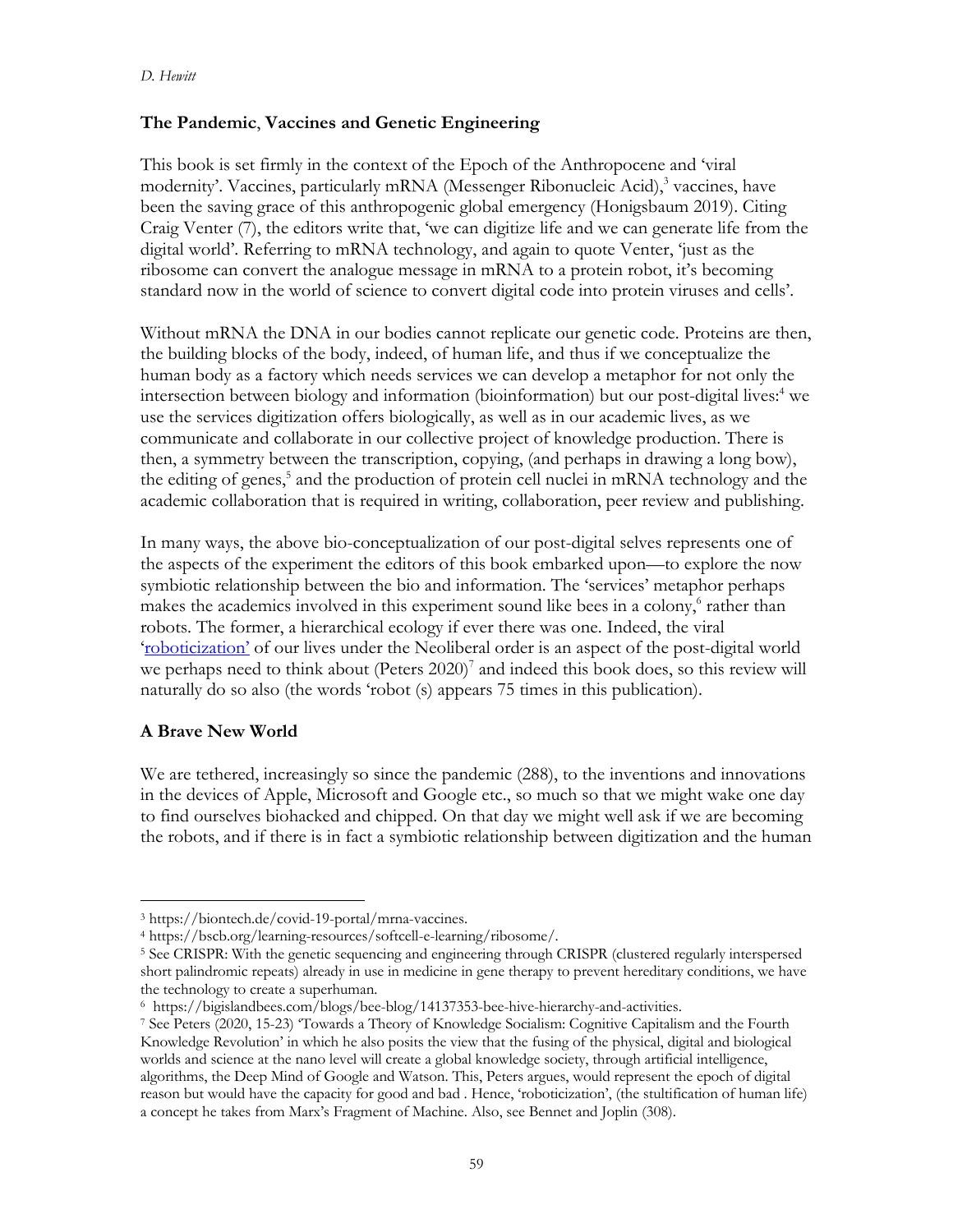## The Pandemic, Vaccines and Genetic Engineering

This book is set firmly in the context of the Epoch of the Anthropocene and 'viral modernity'. Vaccines, particularly mRNA (Messenger Ribonucleic Acid),[3] vaccines, have been the saving grace of this anthropogenic global emergency (Honigsbaum 2019). Citing Craig Venter (7), the editors write that, 'we can digitize life and we can generate life from the digital world'. Referring to mRNA technology, and again to quote Venter, 'just as the ribosome can convert the analogue message in mRNA to a protein robot, it's becoming standard now in the world of science to convert digital code into protein viruses and cells'.

Without mRNA the DNA in our bodies cannot replicate our genetic code. Proteins are then, the building blocks of the body, indeed, of human life, and thus if we conceptualize the human body as a factory which needs services we can develop a metaphor for not only the intersection between biology and information (bioinformation) but our post-digital lives:[4] we use the services digitization offers biologically, as well as in our academic lives, as we communicate and collaborate in our collective project of knowledge production. There is then, a symmetry between the transcription, copying, (and perhaps in drawing a long bow), the editing of genes,[5] and the production of protein cell nuclei in mRNA technology and the academic collaboration that is required in writing, collaboration, peer review and publishing.

In many ways, the above bio-conceptualization of our post-digital selves represents one of the aspects of the experiment the editors of this book embarked upon—to explore the now symbiotic relationship between the bio and information. The 'services' metaphor perhaps makes the academics involved in this experiment sound like bees in a colony,[6] rather than robots. The former, a hierarchical ecology if ever there was one. Indeed, the viral 'roboticization' of our lives under the Neoliberal order is an aspect of the post-digital world we perhaps need to think about (Peters 2020)[7] and indeed this book does, so this review will naturally do so also (the words 'robot (s) appears 75 times in this publication).

## A Brave New World

We are tethered, increasingly so since the pandemic (288), to the inventions and innovations in the devices of Apple, Microsoft and Google etc., so much so that we might wake one day to find ourselves biohacked and chipped. On that day we might well ask if we are becoming the robots, and if there is in fact a symbiotic relationship between digitization and the human

---

[3] https://biontech.de/covid-19-portal/mrna-vaccines.

[4] https://bscb.org/learning-resources/softcell-e-learning/ribosome/.

[5] See CRISPR: With the genetic sequencing and engineering through CRISPR (clustered regularly interspersed short palindromic repeats) already in use in medicine in gene therapy to prevent hereditary conditions, we have the technology to create a superhuman.

[6] https://bigislandbees.com/blogs/bee-blog/14137353-bee-hive-hierarchy-and-activities.

[7] See Peters (2020, 15-23) 'Towards a Theory of Knowledge Socialism: Cognitive Capitalism and the Fourth Knowledge Revolution' in which he also posits the view that the fusing of the physical, digital and biological worlds and science at the nano level will create a global knowledge society, through artificial intelligence, algorithms, the Deep Mind of Google and Watson. This, Peters argues, would represent the epoch of digital reason but would have the capacity for good and bad . Hence, 'roboticization', (the stultification of human life) a concept he takes from Marx's Fragment of Machine. Also, see Bennet and Joplin (308).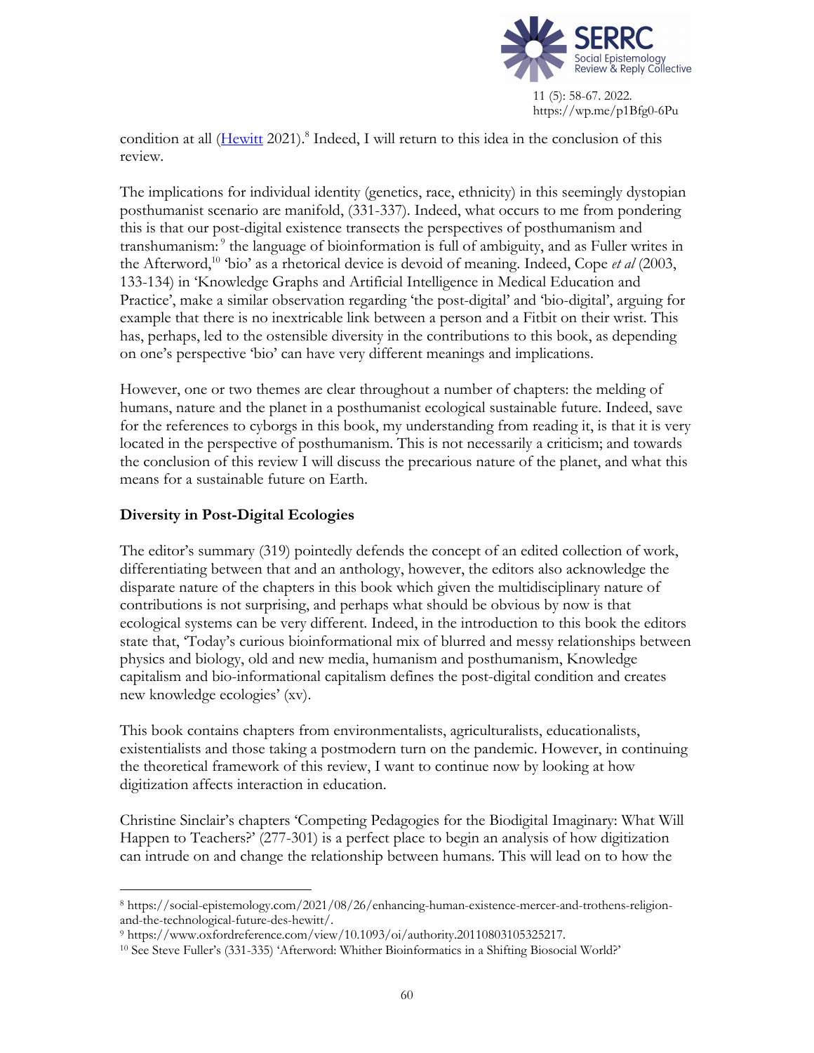condition at all (Hewitt 2021).[8] Indeed, I will return to this idea in the conclusion of this review.

The implications for individual identity (genetics, race, ethnicity) in this seemingly dystopian posthumanist scenario are manifold, (331-337). Indeed, what occurs to me from pondering this is that our post-digital existence transects the perspectives of posthumanism and transhumanism:[9] the language of bioinformation is full of ambiguity, and as Fuller writes in the Afterword,[10] 'bio' as a rhetorical device is devoid of meaning. Indeed, Cope *et al* (2003, 133-134) in 'Knowledge Graphs and Artificial Intelligence in Medical Education and Practice', make a similar observation regarding 'the post-digital' and 'bio-digital', arguing for example that there is no inextricable link between a person and a Fitbit on their wrist. This has, perhaps, led to the ostensible diversity in the contributions to this book, as depending on one's perspective 'bio' can have very different meanings and implications.

However, one or two themes are clear throughout a number of chapters: the melding of humans, nature and the planet in a posthumanist ecological sustainable future. Indeed, save for the references to cyborgs in this book, my understanding from reading it, is that it is very located in the perspective of posthumanism. This is not necessarily a criticism; and towards the conclusion of this review I will discuss the precarious nature of the planet, and what this means for a sustainable future on Earth.

## Diversity in Post-Digital Ecologies

The editor's summary (319) pointedly defends the concept of an edited collection of work, differentiating between that and an anthology, however, the editors also acknowledge the disparate nature of the chapters in this book which given the multidisciplinary nature of contributions is not surprising, and perhaps what should be obvious by now is that ecological systems can be very different. Indeed, in the introduction to this book the editors state that, 'Today's curious bioinformational mix of blurred and messy relationships between physics and biology, old and new media, humanism and posthumanism, Knowledge capitalism and bio-informational capitalism defines the post-digital condition and creates new knowledge ecologies' (xv).

This book contains chapters from environmentalists, agriculturalists, educationalists, existentialists and those taking a postmodern turn on the pandemic. However, in continuing the theoretical framework of this review, I want to continue now by looking at how digitization affects interaction in education.

Christine Sinclair's chapters 'Competing Pedagogies for the Biodigital Imaginary: What Will Happen to Teachers?' (277-301) is a perfect place to begin an analysis of how digitization can intrude on and change the relationship between humans. This will lead on to how the

---

[8] https://social-epistemology.com/2021/08/26/enhancing-human-existence-mercer-and-trothens-religion-and-the-technological-future-des-hewitt/.

[9] https://www.oxfordreference.com/view/10.1093/oi/authority.20110803105325217.

[10] See Steve Fuller's (331-335) 'Afterword: Whither Bioinformatics in a Shifting Biosocial World?'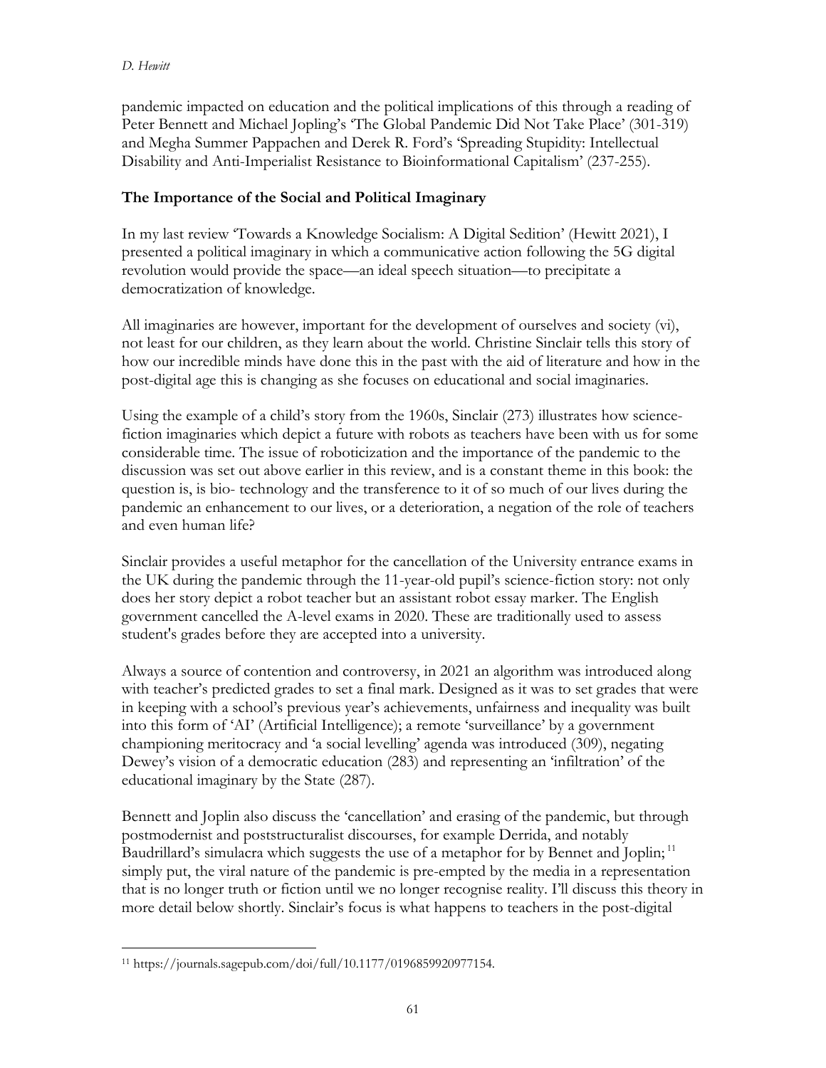pandemic impacted on education and the political implications of this through a reading of Peter Bennett and Michael Jopling's 'The Global Pandemic Did Not Take Place' (301-319) and Megha Summer Pappachen and Derek R. Ford's 'Spreading Stupidity: Intellectual Disability and Anti-Imperialist Resistance to Bioinformational Capitalism' (237-255).

## The Importance of the Social and Political Imaginary

In my last review 'Towards a Knowledge Socialism: A Digital Sedition' (Hewitt 2021), I presented a political imaginary in which a communicative action following the 5G digital revolution would provide the space—an ideal speech situation—to precipitate a democratization of knowledge.

All imaginaries are however, important for the development of ourselves and society (vi), not least for our children, as they learn about the world. Christine Sinclair tells this story of how our incredible minds have done this in the past with the aid of literature and how in the post-digital age this is changing as she focuses on educational and social imaginaries.

Using the example of a child's story from the 1960s, Sinclair (273) illustrates how science-fiction imaginaries which depict a future with robots as teachers have been with us for some considerable time. The issue of roboticization and the importance of the pandemic to the discussion was set out above earlier in this review, and is a constant theme in this book: the question is, is bio- technology and the transference to it of so much of our lives during the pandemic an enhancement to our lives, or a deterioration, a negation of the role of teachers and even human life?

Sinclair provides a useful metaphor for the cancellation of the University entrance exams in the UK during the pandemic through the 11-year-old pupil's science-fiction story: not only does her story depict a robot teacher but an assistant robot essay marker. The English government cancelled the A-level exams in 2020. These are traditionally used to assess student's grades before they are accepted into a university.

Always a source of contention and controversy, in 2021 an algorithm was introduced along with teacher's predicted grades to set a final mark. Designed as it was to set grades that were in keeping with a school's previous year's achievements, unfairness and inequality was built into this form of 'AI' (Artificial Intelligence); a remote 'surveillance' by a government championing meritocracy and 'a social levelling' agenda was introduced (309), negating Dewey's vision of a democratic education (283) and representing an 'infiltration' of the educational imaginary by the State (287).

Bennett and Joplin also discuss the 'cancellation' and erasing of the pandemic, but through postmodernist and poststructuralist discourses, for example Derrida, and notably Baudrillard's simulacra which suggests the use of a metaphor for by Bennet and Joplin;[11] simply put, the viral nature of the pandemic is pre-empted by the media in a representation that is no longer truth or fiction until we no longer recognise reality. I'll discuss this theory in more detail below shortly. Sinclair's focus is what happens to teachers in the post-digital

---

[11] https://journals.sagepub.com/doi/full/10.1177/0196859920977154.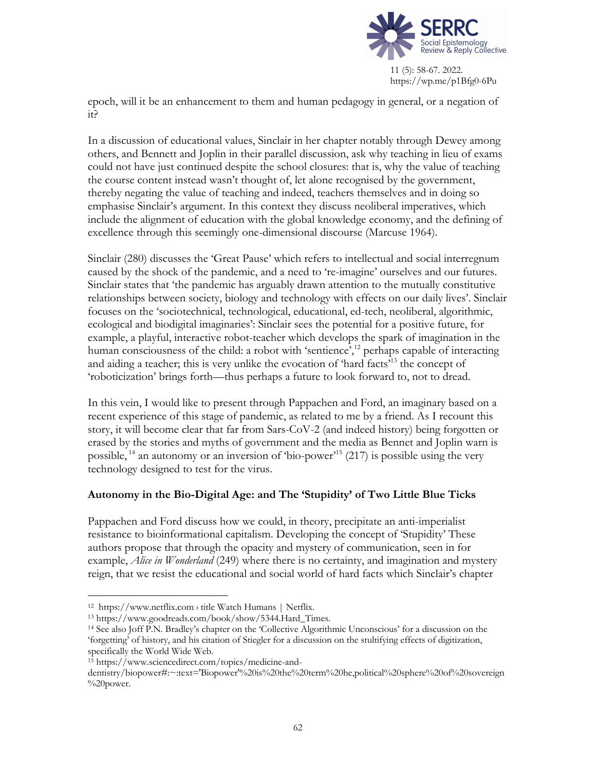epoch, will it be an enhancement to them and human pedagogy in general, or a negation of it?

In a discussion of educational values, Sinclair in her chapter notably through Dewey among others, and Bennett and Joplin in their parallel discussion, ask why teaching in lieu of exams could not have just continued despite the school closures: that is, why the value of teaching the course content instead wasn't thought of, let alone recognised by the government, thereby negating the value of teaching and indeed, teachers themselves and in doing so emphasise Sinclair's argument. In this context they discuss neoliberal imperatives, which include the alignment of education with the global knowledge economy, and the defining of excellence through this seemingly one-dimensional discourse (Marcuse 1964).

Sinclair (280) discusses the 'Great Pause' which refers to intellectual and social interregnum caused by the shock of the pandemic, and a need to 're-imagine' ourselves and our futures. Sinclair states that 'the pandemic has arguably drawn attention to the mutually constitutive relationships between society, biology and technology with effects on our daily lives'. Sinclair focuses on the 'sociotechnical, technological, educational, ed-tech, neoliberal, algorithmic, ecological and biodigital imaginaries': Sinclair sees the potential for a positive future, for example, a playful, interactive robot-teacher which develops the spark of imagination in the human consciousness of the child: a robot with 'sentience',[12] perhaps capable of interacting and aiding a teacher; this is very unlike the evocation of 'hard facts'[13] the concept of 'roboticization' brings forth—thus perhaps a future to look forward to, not to dread.

In this vein, I would like to present through Pappachen and Ford, an imaginary based on a recent experience of this stage of pandemic, as related to me by a friend. As I recount this story, it will become clear that far from Sars-CoV-2 (and indeed history) being forgotten or erased by the stories and myths of government and the media as Bennet and Joplin warn is possible,[14] an autonomy or an inversion of 'bio-power'[15] (217) is possible using the very technology designed to test for the virus.

## Autonomy in the Bio-Digital Age: and The 'Stupidity' of Two Little Blue Ticks

Pappachen and Ford discuss how we could, in theory, precipitate an anti-imperialist resistance to bioinformational capitalism. Developing the concept of 'Stupidity' These authors propose that through the opacity and mystery of communication, seen in for example, *Alice in Wonderland* (249) where there is no certainty, and imagination and mystery reign, that we resist the educational and social world of hard facts which Sinclair's chapter

---

[12] https://www.netflix.com › title Watch Humans | Netflix.

[13] https://www.goodreads.com/book/show/5344.Hard_Times.

[14] See also Joff P.N. Bradley's chapter on the 'Collective Algorithmic Unconscious' for a discussion on the 'forgetting' of history, and his citation of Stiegler for a discussion on the stultifying effects of digitization, specifically the World Wide Web.

[15] https://www.sciencedirect.com/topics/medicine-and-dentistry/biopower#:~:text='Biopower'%20is%20the%20term%20he,political%20sphere%20of%20sovereign%20power.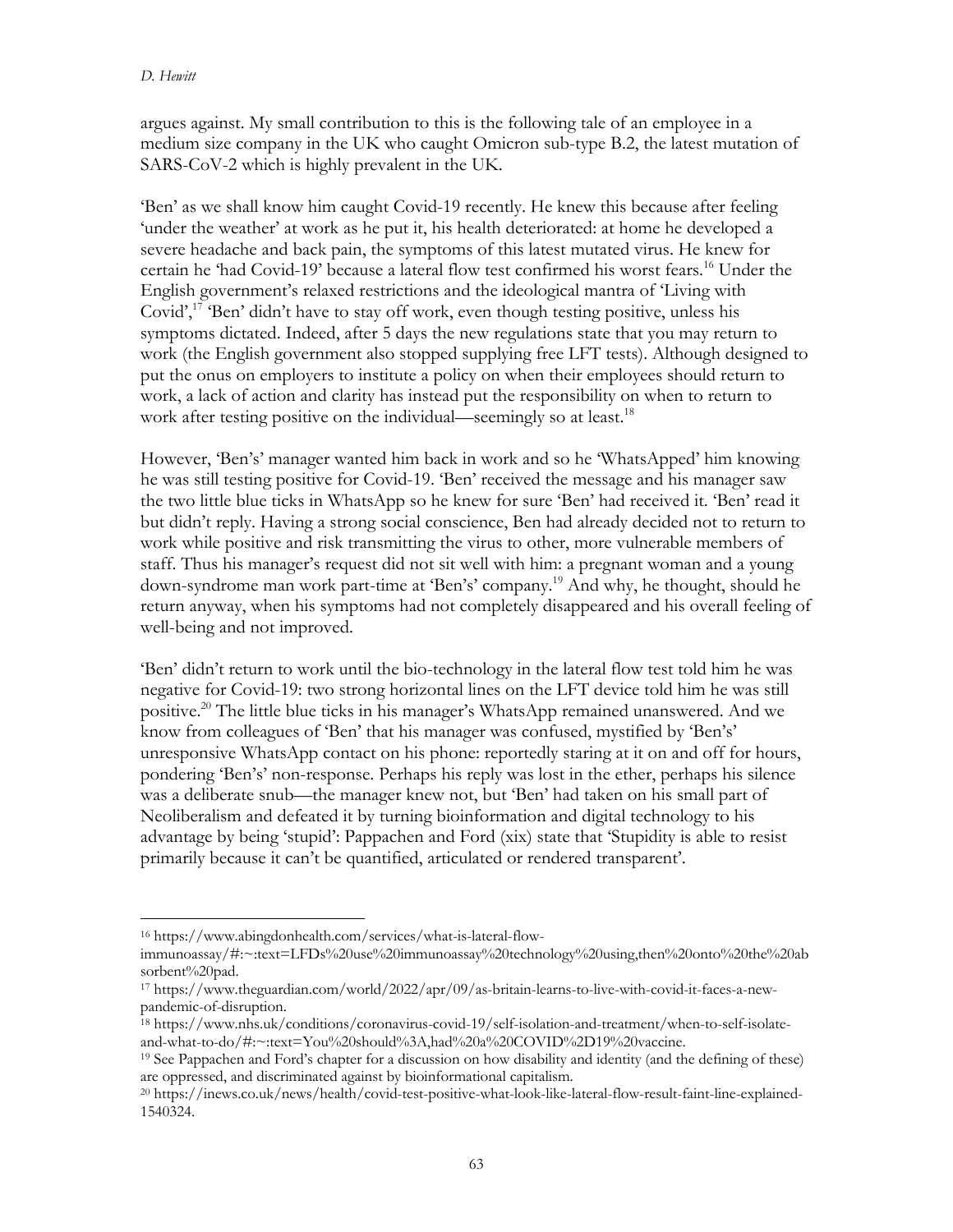argues against. My small contribution to this is the following tale of an employee in a medium size company in the UK who caught Omicron sub-type B.2, the latest mutation of SARS-CoV-2 which is highly prevalent in the UK.

'Ben' as we shall know him caught Covid-19 recently. He knew this because after feeling 'under the weather' at work as he put it, his health deteriorated: at home he developed a severe headache and back pain, the symptoms of this latest mutated virus. He knew for certain he 'had Covid-19' because a lateral flow test confirmed his worst fears.[16] Under the English government's relaxed restrictions and the ideological mantra of 'Living with Covid',[17] 'Ben' didn't have to stay off work, even though testing positive, unless his symptoms dictated. Indeed, after 5 days the new regulations state that you may return to work (the English government also stopped supplying free LFT tests). Although designed to put the onus on employers to institute a policy on when their employees should return to work, a lack of action and clarity has instead put the responsibility on when to return to work after testing positive on the individual—seemingly so at least.[18]

However, 'Ben's' manager wanted him back in work and so he 'WhatsApped' him knowing he was still testing positive for Covid-19. 'Ben' received the message and his manager saw the two little blue ticks in WhatsApp so he knew for sure 'Ben' had received it. 'Ben' read it but didn't reply. Having a strong social conscience, Ben had already decided not to return to work while positive and risk transmitting the virus to other, more vulnerable members of staff. Thus his manager's request did not sit well with him: a pregnant woman and a young down-syndrome man work part-time at 'Ben's' company.[19] And why, he thought, should he return anyway, when his symptoms had not completely disappeared and his overall feeling of well-being and not improved.

'Ben' didn't return to work until the bio-technology in the lateral flow test told him he was negative for Covid-19: two strong horizontal lines on the LFT device told him he was still positive.[20] The little blue ticks in his manager's WhatsApp remained unanswered. And we know from colleagues of 'Ben' that his manager was confused, mystified by 'Ben's' unresponsive WhatsApp contact on his phone: reportedly staring at it on and off for hours, pondering 'Ben's' non-response. Perhaps his reply was lost in the ether, perhaps his silence was a deliberate snub—the manager knew not, but 'Ben' had taken on his small part of Neoliberalism and defeated it by turning bioinformation and digital technology to his advantage by being 'stupid': Pappachen and Ford (xix) state that 'Stupidity is able to resist primarily because it can't be quantified, articulated or rendered transparent'.

---

[16] https://www.abingdonhealth.com/services/what-is-lateral-flow-immunoassay/#:~:text=LFDs%20use%20immunoassay%20technology%20using,then%20onto%20the%20absorbent%20pad.

[17] https://www.theguardian.com/world/2022/apr/09/as-britain-learns-to-live-with-covid-it-faces-a-new-pandemic-of-disruption.

[18] https://www.nhs.uk/conditions/coronavirus-covid-19/self-isolation-and-treatment/when-to-self-isolate-and-what-to-do/#:~:text=You%20should%3A,had%20a%20COVID%2D19%20vaccine.

[19] See Pappachen and Ford's chapter for a discussion on how disability and identity (and the defining of these) are oppressed, and discriminated against by bioinformational capitalism.

[20] https://inews.co.uk/news/health/covid-test-positive-what-look-like-lateral-flow-result-faint-line-explained-1540324.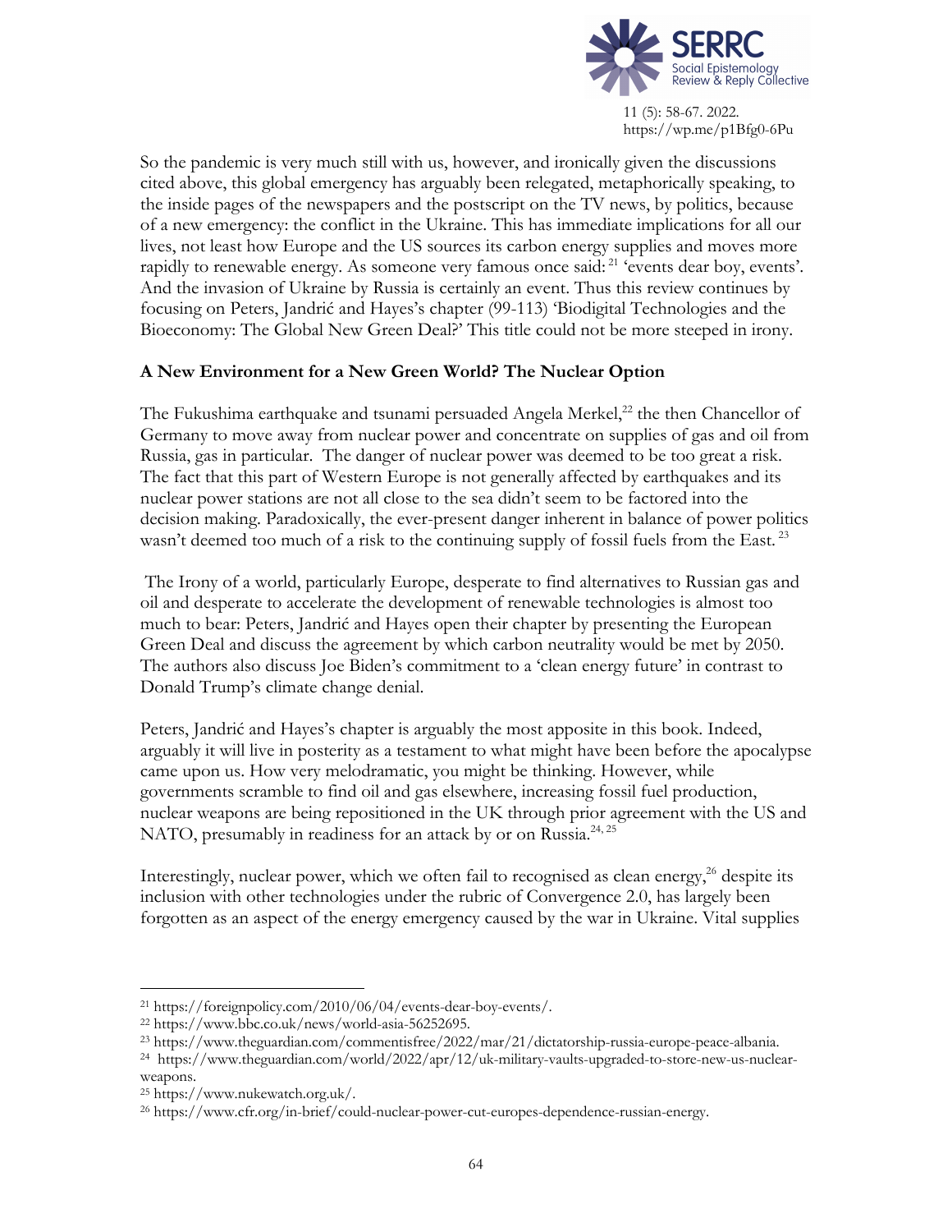So the pandemic is very much still with us, however, and ironically given the discussions cited above, this global emergency has arguably been relegated, metaphorically speaking, to the inside pages of the newspapers and the postscript on the TV news, by politics, because of a new emergency: the conflict in the Ukraine. This has immediate implications for all our lives, not least how Europe and the US sources its carbon energy supplies and moves more rapidly to renewable energy. As someone very famous once said: [21] 'events dear boy, events'. And the invasion of Ukraine by Russia is certainly an event. Thus this review continues by focusing on Peters, Jandrić and Hayes's chapter (99-113) 'Biodigital Technologies and the Bioeconomy: The Global New Green Deal?' This title could not be more steeped in irony.

## A New Environment for a New Green World? The Nuclear Option

The Fukushima earthquake and tsunami persuaded Angela Merkel,[22] the then Chancellor of Germany to move away from nuclear power and concentrate on supplies of gas and oil from Russia, gas in particular. The danger of nuclear power was deemed to be too great a risk. The fact that this part of Western Europe is not generally affected by earthquakes and its nuclear power stations are not all close to the sea didn't seem to be factored into the decision making. Paradoxically, the ever-present danger inherent in balance of power politics wasn't deemed too much of a risk to the continuing supply of fossil fuels from the East. [23]

The Irony of a world, particularly Europe, desperate to find alternatives to Russian gas and oil and desperate to accelerate the development of renewable technologies is almost too much to bear: Peters, Jandrić and Hayes open their chapter by presenting the European Green Deal and discuss the agreement by which carbon neutrality would be met by 2050. The authors also discuss Joe Biden's commitment to a 'clean energy future' in contrast to Donald Trump's climate change denial.

Peters, Jandrić and Hayes's chapter is arguably the most apposite in this book. Indeed, arguably it will live in posterity as a testament to what might have been before the apocalypse came upon us. How very melodramatic, you might be thinking. However, while governments scramble to find oil and gas elsewhere, increasing fossil fuel production, nuclear weapons are being repositioned in the UK through prior agreement with the US and NATO, presumably in readiness for an attack by or on Russia.[24, 25]

Interestingly, nuclear power, which we often fail to recognised as clean energy,[26] despite its inclusion with other technologies under the rubric of Convergence 2.0, has largely been forgotten as an aspect of the energy emergency caused by the war in Ukraine. Vital supplies

---

[21] https://foreignpolicy.com/2010/06/04/events-dear-boy-events/.

[22] https://www.bbc.co.uk/news/world-asia-56252695.

[23] https://www.theguardian.com/commentisfree/2022/mar/21/dictatorship-russia-europe-peace-albania.

[24] https://www.theguardian.com/world/2022/apr/12/uk-military-vaults-upgraded-to-store-new-us-nuclear-weapons.

[25] https://www.nukewatch.org.uk/.

[26] https://www.cfr.org/in-brief/could-nuclear-power-cut-europes-dependence-russian-energy.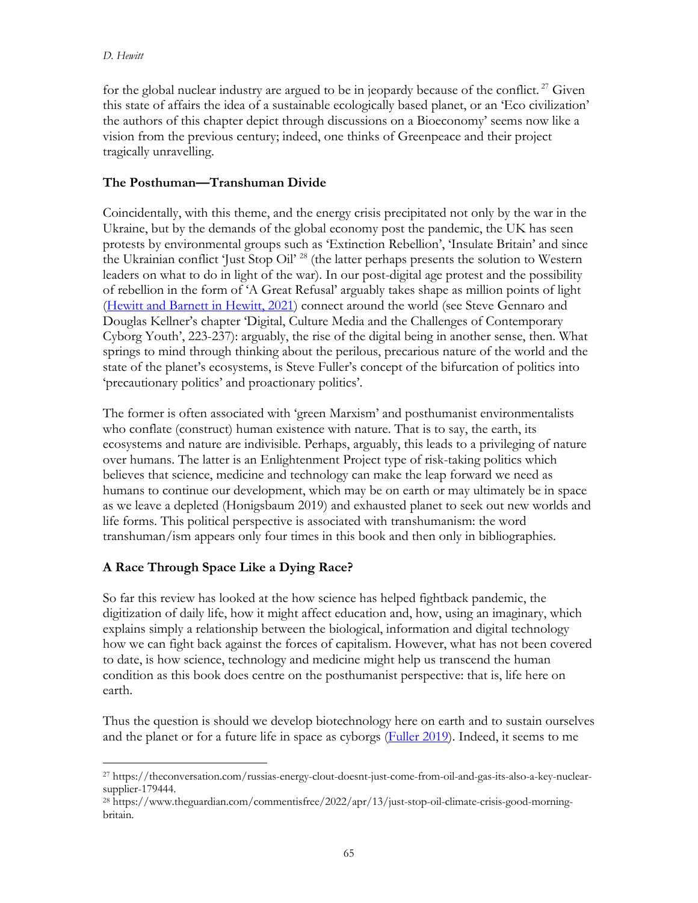for the global nuclear industry are argued to be in jeopardy because of the conflict.[27] Given this state of affairs the idea of a sustainable ecologically based planet, or an 'Eco civilization' the authors of this chapter depict through discussions on a Bioeconomy' seems now like a vision from the previous century; indeed, one thinks of Greenpeace and their project tragically unravelling.

## The Posthuman—Transhuman Divide

Coincidentally, with this theme, and the energy crisis precipitated not only by the war in the Ukraine, but by the demands of the global economy post the pandemic, the UK has seen protests by environmental groups such as 'Extinction Rebellion', 'Insulate Britain' and since the Ukrainian conflict 'Just Stop Oil' [28] (the latter perhaps presents the solution to Western leaders on what to do in light of the war). In our post-digital age protest and the possibility of rebellion in the form of 'A Great Refusal' arguably takes shape as million points of light (Hewitt and Barnett in Hewitt, 2021) connect around the world (see Steve Gennaro and Douglas Kellner's chapter 'Digital, Culture Media and the Challenges of Contemporary Cyborg Youth', 223-237): arguably, the rise of the digital being in another sense, then. What springs to mind through thinking about the perilous, precarious nature of the world and the state of the planet's ecosystems, is Steve Fuller's concept of the bifurcation of politics into 'precautionary politics' and proactionary politics'.

The former is often associated with 'green Marxism' and posthumanist environmentalists who conflate (construct) human existence with nature. That is to say, the earth, its ecosystems and nature are indivisible. Perhaps, arguably, this leads to a privileging of nature over humans. The latter is an Enlightenment Project type of risk-taking politics which believes that science, medicine and technology can make the leap forward we need as humans to continue our development, which may be on earth or may ultimately be in space as we leave a depleted (Honigsbaum 2019) and exhausted planet to seek out new worlds and life forms. This political perspective is associated with transhumanism: the word transhuman/ism appears only four times in this book and then only in bibliographies.

## A Race Through Space Like a Dying Race?

So far this review has looked at the how science has helped fightback pandemic, the digitization of daily life, how it might affect education and, how, using an imaginary, which explains simply a relationship between the biological, information and digital technology how we can fight back against the forces of capitalism. However, what has not been covered to date, is how science, technology and medicine might help us transcend the human condition as this book does centre on the posthumanist perspective: that is, life here on earth.

Thus the question is should we develop biotechnology here on earth and to sustain ourselves and the planet or for a future life in space as cyborgs (Fuller 2019). Indeed, it seems to me

[27] https://theconversation.com/russias-energy-clout-doesnt-just-come-from-oil-and-gas-its-also-a-key-nuclear-supplier-179444.

[28] https://www.theguardian.com/commentisfree/2022/apr/13/just-stop-oil-climate-crisis-good-morning-britain.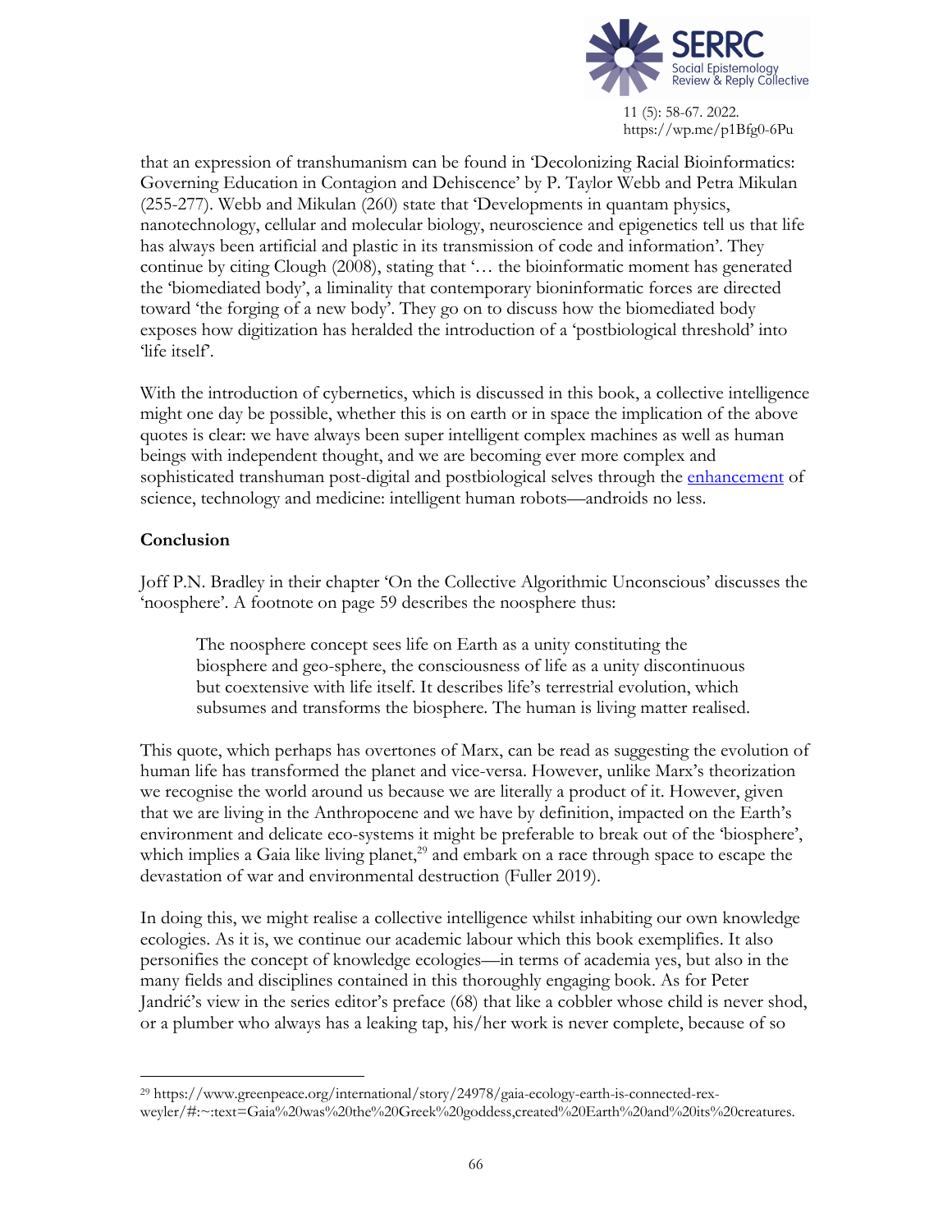that an expression of transhumanism can be found in 'Decolonizing Racial Bioinformatics: Governing Education in Contagion and Dehiscence' by P. Taylor Webb and Petra Mikulan (255-277). Webb and Mikulan (260) state that 'Developments in quantam physics, nanotechnology, cellular and molecular biology, neuroscience and epigenetics tell us that life has always been artificial and plastic in its transmission of code and information'. They continue by citing Clough (2008), stating that '… the bioinformatic moment has generated the 'biomediated body', a liminality that contemporary bioninformatic forces are directed toward 'the forging of a new body'. They go on to discuss how the biomediated body exposes how digitization has heralded the introduction of a 'postbiological threshold' into 'life itself'.

With the introduction of cybernetics, which is discussed in this book, a collective intelligence might one day be possible, whether this is on earth or in space the implication of the above quotes is clear: we have always been super intelligent complex machines as well as human beings with independent thought, and we are becoming ever more complex and sophisticated transhuman post-digital and postbiological selves through the enhancement of science, technology and medicine: intelligent human robots—androids no less.

## Conclusion

Joff P.N. Bradley in their chapter 'On the Collective Algorithmic Unconscious' discusses the 'noosphere'. A footnote on page 59 describes the noosphere thus:

> The noosphere concept sees life on Earth as a unity constituting the biosphere and geo-sphere, the consciousness of life as a unity discontinuous but coextensive with life itself. It describes life's terrestrial evolution, which subsumes and transforms the biosphere. The human is living matter realised.

This quote, which perhaps has overtones of Marx, can be read as suggesting the evolution of human life has transformed the planet and vice-versa. However, unlike Marx's theorization we recognise the world around us because we are literally a product of it. However, given that we are living in the Anthropocene and we have by definition, impacted on the Earth's environment and delicate eco-systems it might be preferable to break out of the 'biosphere', which implies a Gaia like living planet,[29] and embark on a race through space to escape the devastation of war and environmental destruction (Fuller 2019).

In doing this, we might realise a collective intelligence whilst inhabiting our own knowledge ecologies. As it is, we continue our academic labour which this book exemplifies. It also personifies the concept of knowledge ecologies—in terms of academia yes, but also in the many fields and disciplines contained in this thoroughly engaging book. As for Peter Jandrić's view in the series editor's preface (68) that like a cobbler whose child is never shod, or a plumber who always has a leaking tap, his/her work is never complete, because of so

---

[29] https://www.greenpeace.org/international/story/24978/gaia-ecology-earth-is-connected-rex-weyler/#:~:text=Gaia%20was%20the%20Greek%20goddess,created%20Earth%20and%20its%20creatures.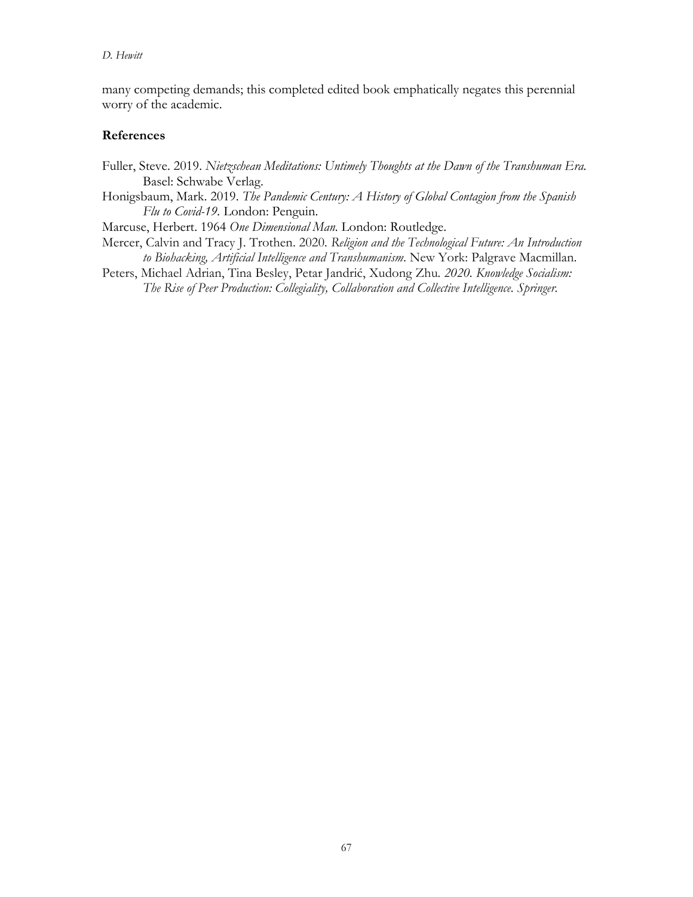many competing demands; this completed edited book emphatically negates this perennial worry of the academic.

## References

Fuller, Steve. 2019. *Nietzschean Meditations: Untimely Thoughts at the Dawn of the Transhuman Era.* Basel: Schwabe Verlag.

Honigsbaum, Mark. 2019. *The Pandemic Century: A History of Global Contagion from the Spanish Flu to Covid-19.* London: Penguin.

Marcuse, Herbert. 1964 *One Dimensional Man.* London: Routledge.

Mercer, Calvin and Tracy J. Trothen. 2020. *Religion and the Technological Future: An Introduction to Biohacking, Artificial Intelligence and Transhumanism.* New York: Palgrave Macmillan.

Peters, Michael Adrian, Tina Besley, Petar Jandrić, Xudong Zhu. *2020. Knowledge Socialism: The Rise of Peer Production: Collegiality, Collaboration and Collective Intelligence. Springer.*